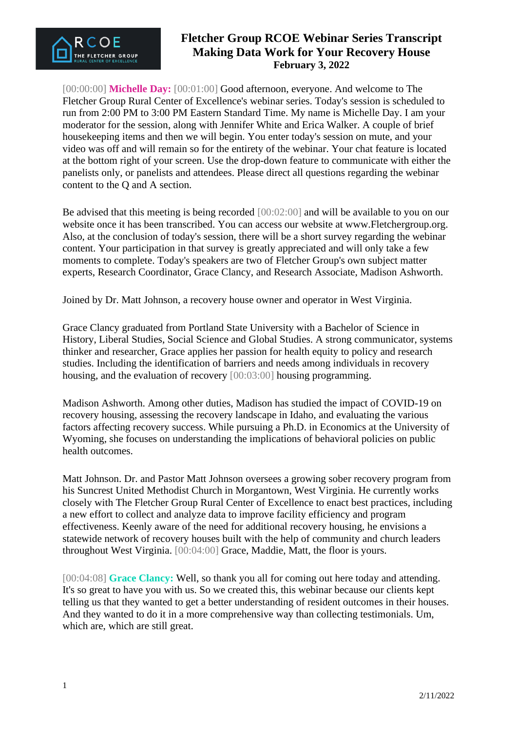# Fletcher Group RCOE Webinar Series Transcript
## Making Data Work for Your Recovery House
### February 3, 2022

[00:00:00] **Michelle Day:** [00:01:00] Good afternoon, everyone. And welcome to The Fletcher Group Rural Center of Excellence's webinar series. Today's session is scheduled to run from 2:00 PM to 3:00 PM Eastern Standard Time. My name is Michelle Day. I am your moderator for the session, along with Jennifer White and Erica Walker. A couple of brief housekeeping items and then we will begin. You enter today's session on mute, and your video was off and will remain so for the entirety of the webinar. Your chat feature is located at the bottom right of your screen. Use the drop-down feature to communicate with either the panelists only, or panelists and attendees. Please direct all questions regarding the webinar content to the Q and A section.

Be advised that this meeting is being recorded [00:02:00] and will be available to you on our website once it has been transcribed. You can access our website at www.Fletchergroup.org. Also, at the conclusion of today's session, there will be a short survey regarding the webinar content. Your participation in that survey is greatly appreciated and will only take a few moments to complete. Today's speakers are two of Fletcher Group's own subject matter experts, Research Coordinator, Grace Clancy, and Research Associate, Madison Ashworth.

Joined by Dr. Matt Johnson, a recovery house owner and operator in West Virginia.

Grace Clancy graduated from Portland State University with a Bachelor of Science in History, Liberal Studies, Social Science and Global Studies. A strong communicator, systems thinker and researcher, Grace applies her passion for health equity to policy and research studies. Including the identification of barriers and needs among individuals in recovery housing, and the evaluation of recovery [00:03:00] housing programming.

Madison Ashworth. Among other duties, Madison has studied the impact of COVID-19 on recovery housing, assessing the recovery landscape in Idaho, and evaluating the various factors affecting recovery success. While pursuing a Ph.D. in Economics at the University of Wyoming, she focuses on understanding the implications of behavioral policies on public health outcomes.

Matt Johnson. Dr. and Pastor Matt Johnson oversees a growing sober recovery program from his Suncrest United Methodist Church in Morgantown, West Virginia. He currently works closely with The Fletcher Group Rural Center of Excellence to enact best practices, including a new effort to collect and analyze data to improve facility efficiency and program effectiveness. Keenly aware of the need for additional recovery housing, he envisions a statewide network of recovery houses built with the help of community and church leaders throughout West Virginia. [00:04:00] Grace, Maddie, Matt, the floor is yours.

[00:04:08] **Grace Clancy:** Well, so thank you all for coming out here today and attending. It's so great to have you with us. So we created this, this webinar because our clients kept telling us that they wanted to get a better understanding of resident outcomes in their houses. And they wanted to do it in a more comprehensive way than collecting testimonials. Um, which are, which are still great.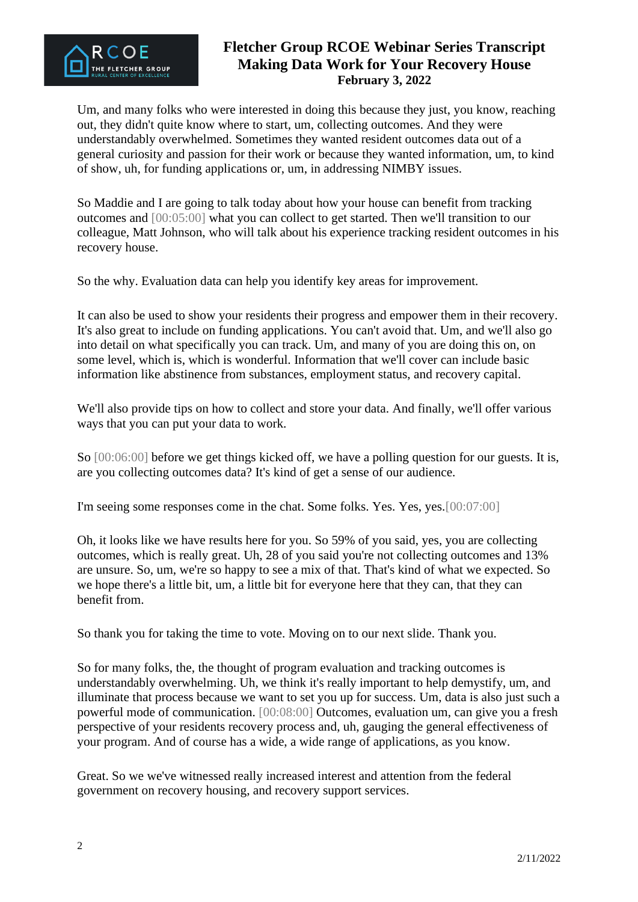Um, and many folks who were interested in doing this because they just, you know, reaching out, they didn't quite know where to start, um, collecting outcomes. And they were understandably overwhelmed. Sometimes they wanted resident outcomes data out of a general curiosity and passion for their work or because they wanted information, um, to kind of show, uh, for funding applications or, um, in addressing NIMBY issues.

So Maddie and I are going to talk today about how your house can benefit from tracking outcomes and [00:05:00] what you can collect to get started. Then we'll transition to our colleague, Matt Johnson, who will talk about his experience tracking resident outcomes in his recovery house.

So the why. Evaluation data can help you identify key areas for improvement.

It can also be used to show your residents their progress and empower them in their recovery. It's also great to include on funding applications. You can't avoid that. Um, and we'll also go into detail on what specifically you can track. Um, and many of you are doing this on, on some level, which is, which is wonderful. Information that we'll cover can include basic information like abstinence from substances, employment status, and recovery capital.

We'll also provide tips on how to collect and store your data. And finally, we'll offer various ways that you can put your data to work.

So [00:06:00] before we get things kicked off, we have a polling question for our guests. It is, are you collecting outcomes data? It's kind of get a sense of our audience.

I'm seeing some responses come in the chat. Some folks. Yes. Yes, yes.[00:07:00]

Oh, it looks like we have results here for you. So 59% of you said, yes, you are collecting outcomes, which is really great. Uh, 28 of you said you're not collecting outcomes and 13% are unsure. So, um, we're so happy to see a mix of that. That's kind of what we expected. So we hope there's a little bit, um, a little bit for everyone here that they can, that they can benefit from.

So thank you for taking the time to vote. Moving on to our next slide. Thank you.

So for many folks, the, the thought of program evaluation and tracking outcomes is understandably overwhelming. Uh, we think it's really important to help demystify, um, and illuminate that process because we want to set you up for success. Um, data is also just such a powerful mode of communication. [00:08:00] Outcomes, evaluation um, can give you a fresh perspective of your residents recovery process and, uh, gauging the general effectiveness of your program. And of course has a wide, a wide range of applications, as you know.

Great. So we we've witnessed really increased interest and attention from the federal government on recovery housing, and recovery support services.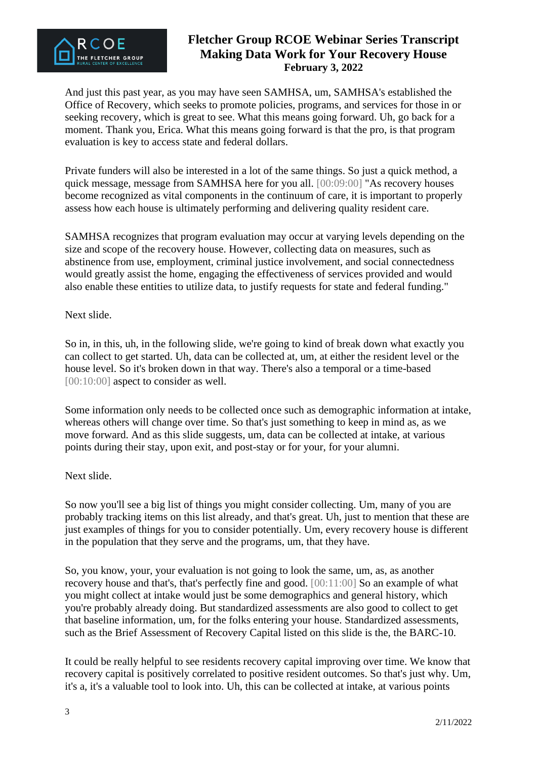And just this past year, as you may have seen SAMHSA, um, SAMHSA's established the Office of Recovery, which seeks to promote policies, programs, and services for those in or seeking recovery, which is great to see. What this means going forward. Uh, go back for a moment. Thank you, Erica. What this means going forward is that the pro, is that program evaluation is key to access state and federal dollars.

Private funders will also be interested in a lot of the same things. So just a quick method, a quick message, message from SAMHSA here for you all. [00:09:00] "As recovery houses become recognized as vital components in the continuum of care, it is important to properly assess how each house is ultimately performing and delivering quality resident care.

SAMHSA recognizes that program evaluation may occur at varying levels depending on the size and scope of the recovery house. However, collecting data on measures, such as abstinence from use, employment, criminal justice involvement, and social connectedness would greatly assist the home, engaging the effectiveness of services provided and would also enable these entities to utilize data, to justify requests for state and federal funding."

Next slide.

So in, in this, uh, in the following slide, we're going to kind of break down what exactly you can collect to get started. Uh, data can be collected at, um, at either the resident level or the house level. So it's broken down in that way. There's also a temporal or a time-based [00:10:00] aspect to consider as well.

Some information only needs to be collected once such as demographic information at intake, whereas others will change over time. So that's just something to keep in mind as, as we move forward. And as this slide suggests, um, data can be collected at intake, at various points during their stay, upon exit, and post-stay or for your, for your alumni.

Next slide.

So now you'll see a big list of things you might consider collecting. Um, many of you are probably tracking items on this list already, and that's great. Uh, just to mention that these are just examples of things for you to consider potentially. Um, every recovery house is different in the population that they serve and the programs, um, that they have.

So, you know, your, your evaluation is not going to look the same, um, as, as another recovery house and that's, that's perfectly fine and good. [00:11:00] So an example of what you might collect at intake would just be some demographics and general history, which you're probably already doing. But standardized assessments are also good to collect to get that baseline information, um, for the folks entering your house. Standardized assessments, such as the Brief Assessment of Recovery Capital listed on this slide is the, the BARC-10.

It could be really helpful to see residents recovery capital improving over time. We know that recovery capital is positively correlated to positive resident outcomes. So that's just why. Um, it's a, it's a valuable tool to look into. Uh, this can be collected at intake, at various points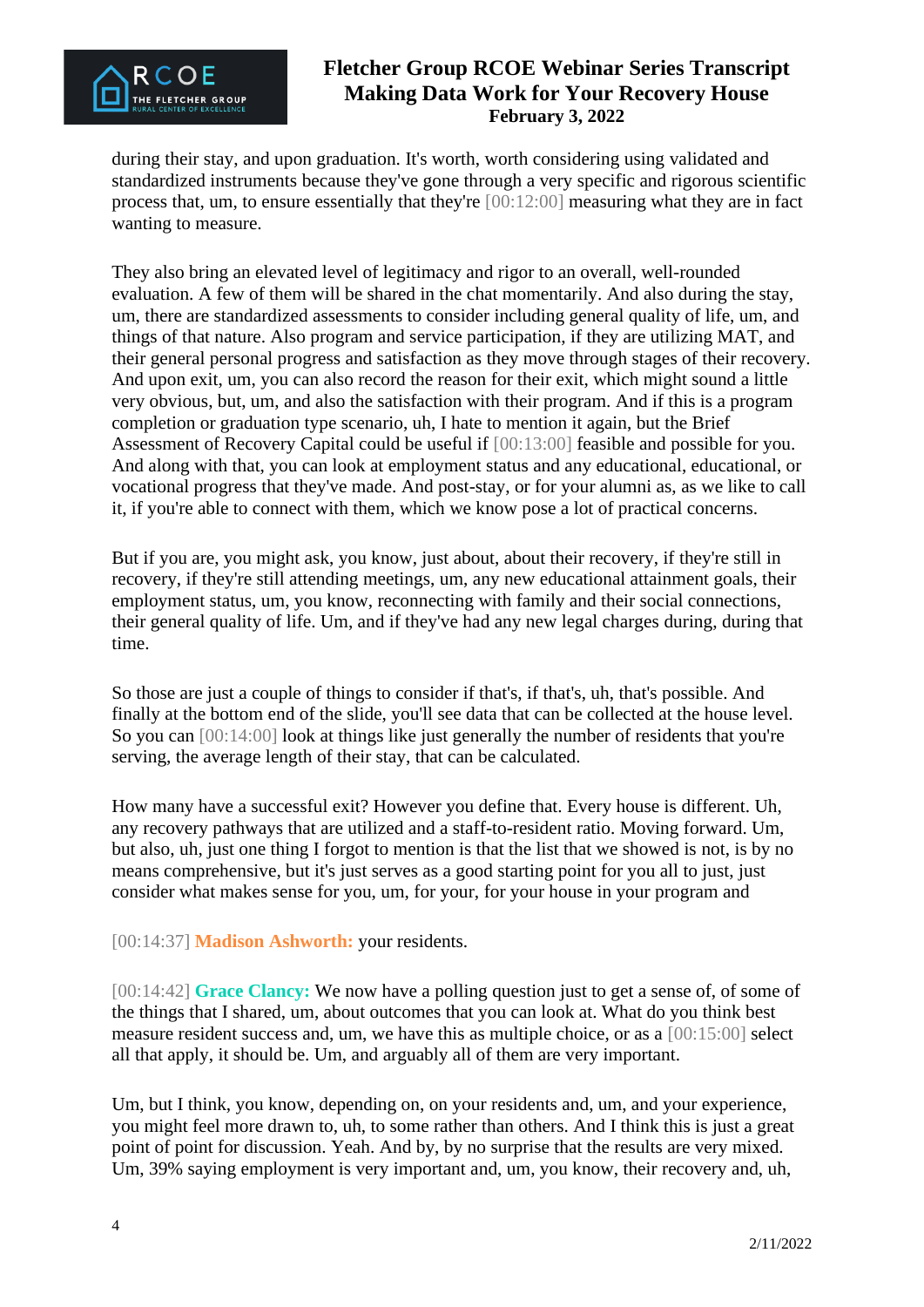during their stay, and upon graduation. It's worth, worth considering using validated and standardized instruments because they've gone through a very specific and rigorous scientific process that, um, to ensure essentially that they're [00:12:00] measuring what they are in fact wanting to measure.

They also bring an elevated level of legitimacy and rigor to an overall, well-rounded evaluation. A few of them will be shared in the chat momentarily. And also during the stay, um, there are standardized assessments to consider including general quality of life, um, and things of that nature. Also program and service participation, if they are utilizing MAT, and their general personal progress and satisfaction as they move through stages of their recovery. And upon exit, um, you can also record the reason for their exit, which might sound a little very obvious, but, um, and also the satisfaction with their program. And if this is a program completion or graduation type scenario, uh, I hate to mention it again, but the Brief Assessment of Recovery Capital could be useful if [00:13:00] feasible and possible for you. And along with that, you can look at employment status and any educational, educational, or vocational progress that they've made. And post-stay, or for your alumni as, as we like to call it, if you're able to connect with them, which we know pose a lot of practical concerns.

But if you are, you might ask, you know, just about, about their recovery, if they're still in recovery, if they're still attending meetings, um, any new educational attainment goals, their employment status, um, you know, reconnecting with family and their social connections, their general quality of life. Um, and if they've had any new legal charges during, during that time.

So those are just a couple of things to consider if that's, if that's, uh, that's possible. And finally at the bottom end of the slide, you'll see data that can be collected at the house level. So you can [00:14:00] look at things like just generally the number of residents that you're serving, the average length of their stay, that can be calculated.

How many have a successful exit? However you define that. Every house is different. Uh, any recovery pathways that are utilized and a staff-to-resident ratio. Moving forward. Um, but also, uh, just one thing I forgot to mention is that the list that we showed is not, is by no means comprehensive, but it's just serves as a good starting point for you all to just, just consider what makes sense for you, um, for your, for your house in your program and

[00:14:37] **Madison Ashworth:** your residents.

[00:14:42] **Grace Clancy:** We now have a polling question just to get a sense of, of some of the things that I shared, um, about outcomes that you can look at. What do you think best measure resident success and, um, we have this as multiple choice, or as a [00:15:00] select all that apply, it should be. Um, and arguably all of them are very important.

Um, but I think, you know, depending on, on your residents and, um, and your experience, you might feel more drawn to, uh, to some rather than others. And I think this is just a great point of point for discussion. Yeah. And by, by no surprise that the results are very mixed. Um, 39% saying employment is very important and, um, you know, their recovery and, uh,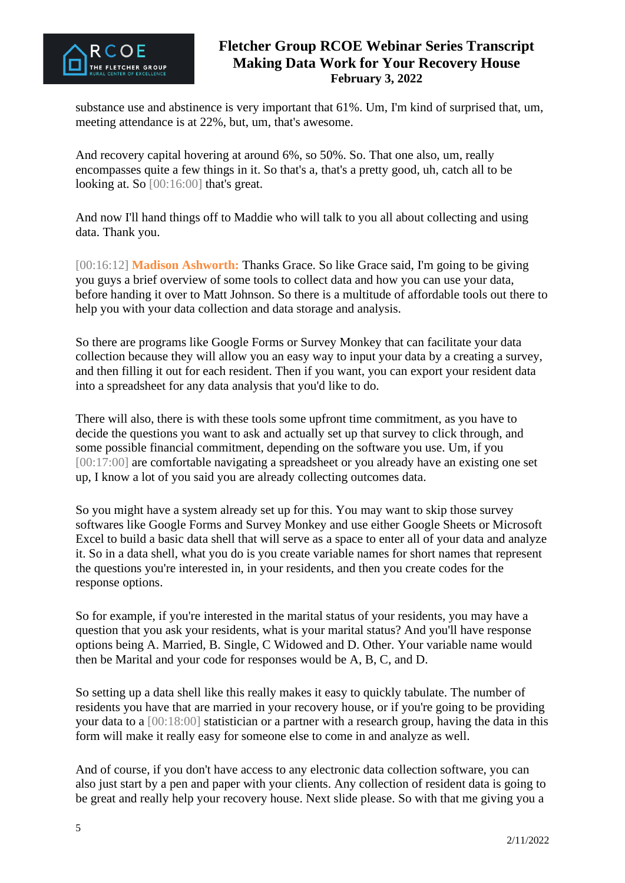substance use and abstinence is very important that 61%. Um, I'm kind of surprised that, um, meeting attendance is at 22%, but, um, that's awesome.

And recovery capital hovering at around 6%, so 50%. So. That one also, um, really encompasses quite a few things in it. So that's a, that's a pretty good, uh, catch all to be looking at. So [00:16:00] that's great.

And now I'll hand things off to Maddie who will talk to you all about collecting and using data. Thank you.

[00:16:12] **Madison Ashworth:** Thanks Grace. So like Grace said, I'm going to be giving you guys a brief overview of some tools to collect data and how you can use your data, before handing it over to Matt Johnson. So there is a multitude of affordable tools out there to help you with your data collection and data storage and analysis.

So there are programs like Google Forms or Survey Monkey that can facilitate your data collection because they will allow you an easy way to input your data by a creating a survey, and then filling it out for each resident. Then if you want, you can export your resident data into a spreadsheet for any data analysis that you'd like to do.

There will also, there is with these tools some upfront time commitment, as you have to decide the questions you want to ask and actually set up that survey to click through, and some possible financial commitment, depending on the software you use. Um, if you [00:17:00] are comfortable navigating a spreadsheet or you already have an existing one set up, I know a lot of you said you are already collecting outcomes data.

So you might have a system already set up for this. You may want to skip those survey softwares like Google Forms and Survey Monkey and use either Google Sheets or Microsoft Excel to build a basic data shell that will serve as a space to enter all of your data and analyze it. So in a data shell, what you do is you create variable names for short names that represent the questions you're interested in, in your residents, and then you create codes for the response options.

So for example, if you're interested in the marital status of your residents, you may have a question that you ask your residents, what is your marital status? And you'll have response options being A. Married, B. Single, C Widowed and D. Other. Your variable name would then be Marital and your code for responses would be A, B, C, and D.

So setting up a data shell like this really makes it easy to quickly tabulate. The number of residents you have that are married in your recovery house, or if you're going to be providing your data to a [00:18:00] statistician or a partner with a research group, having the data in this form will make it really easy for someone else to come in and analyze as well.

And of course, if you don't have access to any electronic data collection software, you can also just start by a pen and paper with your clients. Any collection of resident data is going to be great and really help your recovery house. Next slide please. So with that me giving you a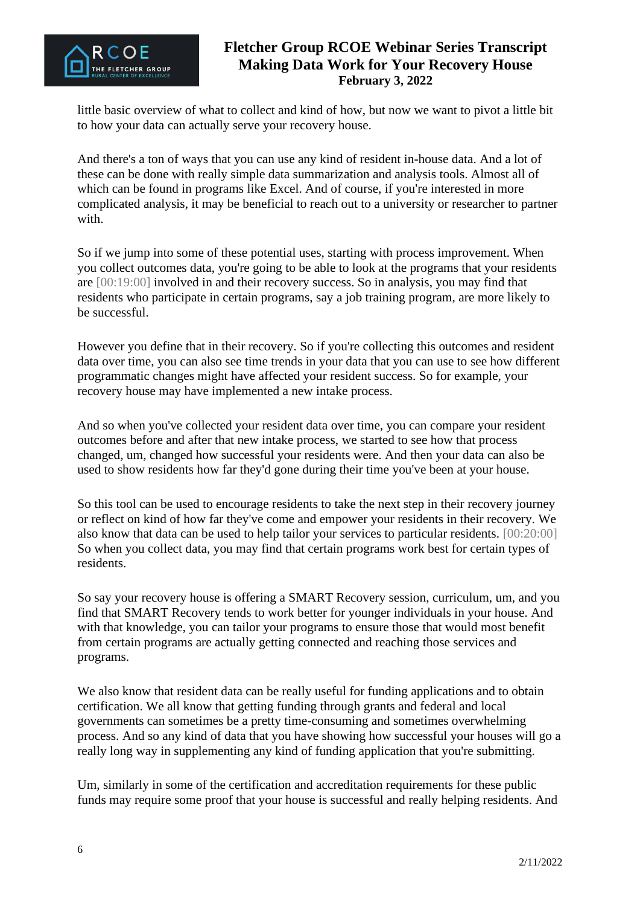little basic overview of what to collect and kind of how, but now we want to pivot a little bit to how your data can actually serve your recovery house.

And there's a ton of ways that you can use any kind of resident in-house data. And a lot of these can be done with really simple data summarization and analysis tools. Almost all of which can be found in programs like Excel. And of course, if you're interested in more complicated analysis, it may be beneficial to reach out to a university or researcher to partner with.

So if we jump into some of these potential uses, starting with process improvement. When you collect outcomes data, you're going to be able to look at the programs that your residents are [00:19:00] involved in and their recovery success. So in analysis, you may find that residents who participate in certain programs, say a job training program, are more likely to be successful.

However you define that in their recovery. So if you're collecting this outcomes and resident data over time, you can also see time trends in your data that you can use to see how different programmatic changes might have affected your resident success. So for example, your recovery house may have implemented a new intake process.

And so when you've collected your resident data over time, you can compare your resident outcomes before and after that new intake process, we started to see how that process changed, um, changed how successful your residents were. And then your data can also be used to show residents how far they'd gone during their time you've been at your house.

So this tool can be used to encourage residents to take the next step in their recovery journey or reflect on kind of how far they've come and empower your residents in their recovery. We also know that data can be used to help tailor your services to particular residents. [00:20:00] So when you collect data, you may find that certain programs work best for certain types of residents.

So say your recovery house is offering a SMART Recovery session, curriculum, um, and you find that SMART Recovery tends to work better for younger individuals in your house. And with that knowledge, you can tailor your programs to ensure those that would most benefit from certain programs are actually getting connected and reaching those services and programs.

We also know that resident data can be really useful for funding applications and to obtain certification. We all know that getting funding through grants and federal and local governments can sometimes be a pretty time-consuming and sometimes overwhelming process. And so any kind of data that you have showing how successful your houses will go a really long way in supplementing any kind of funding application that you're submitting.

Um, similarly in some of the certification and accreditation requirements for these public funds may require some proof that your house is successful and really helping residents. And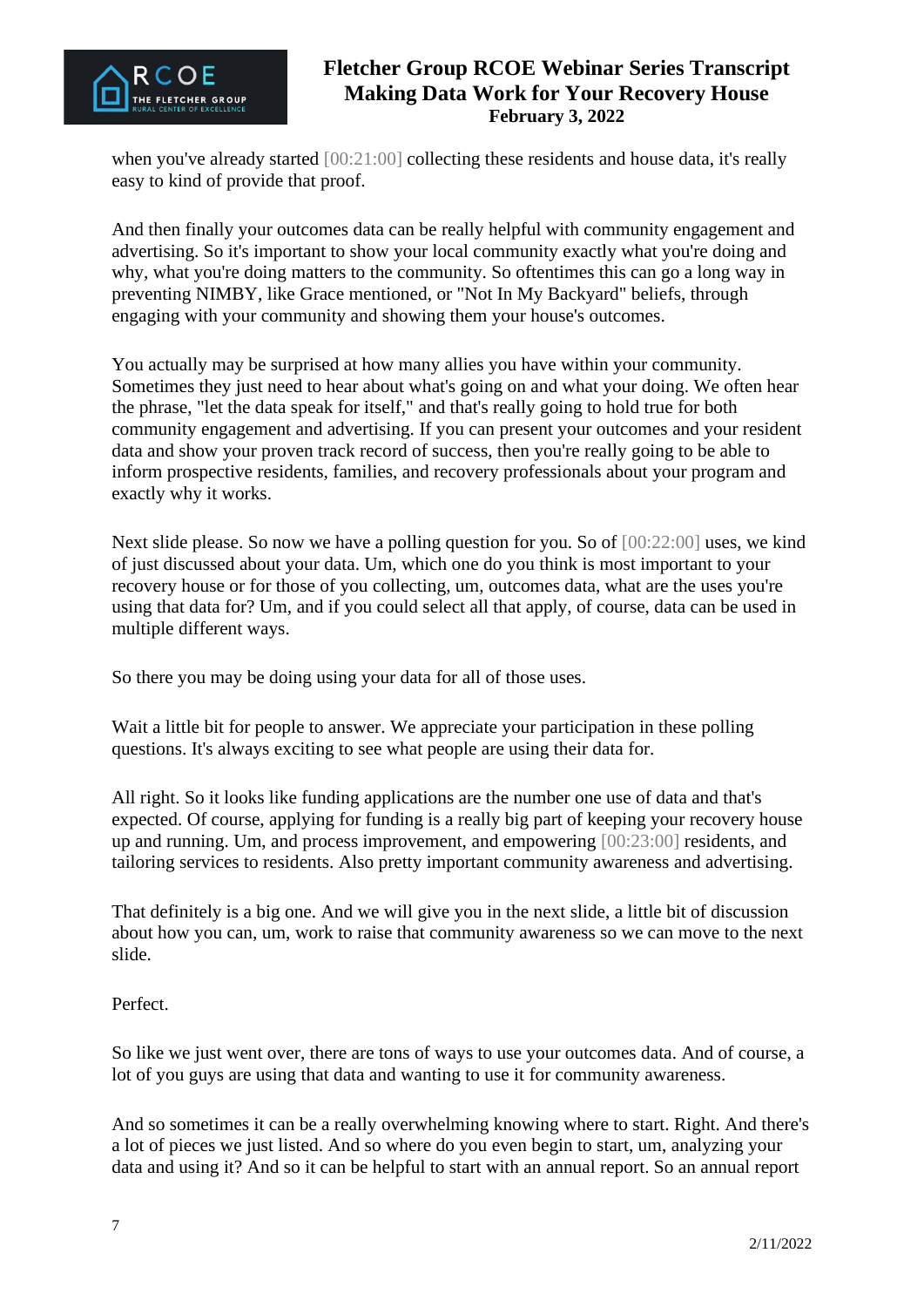when you've already started [00:21:00] collecting these residents and house data, it's really easy to kind of provide that proof.

And then finally your outcomes data can be really helpful with community engagement and advertising. So it's important to show your local community exactly what you're doing and why, what you're doing matters to the community. So oftentimes this can go a long way in preventing NIMBY, like Grace mentioned, or "Not In My Backyard" beliefs, through engaging with your community and showing them your house's outcomes.

You actually may be surprised at how many allies you have within your community. Sometimes they just need to hear about what's going on and what your doing. We often hear the phrase, "let the data speak for itself," and that's really going to hold true for both community engagement and advertising. If you can present your outcomes and your resident data and show your proven track record of success, then you're really going to be able to inform prospective residents, families, and recovery professionals about your program and exactly why it works.

Next slide please. So now we have a polling question for you. So of [00:22:00] uses, we kind of just discussed about your data. Um, which one do you think is most important to your recovery house or for those of you collecting, um, outcomes data, what are the uses you're using that data for? Um, and if you could select all that apply, of course, data can be used in multiple different ways.

So there you may be doing using your data for all of those uses.

Wait a little bit for people to answer. We appreciate your participation in these polling questions. It's always exciting to see what people are using their data for.

All right. So it looks like funding applications are the number one use of data and that's expected. Of course, applying for funding is a really big part of keeping your recovery house up and running. Um, and process improvement, and empowering [00:23:00] residents, and tailoring services to residents. Also pretty important community awareness and advertising.

That definitely is a big one. And we will give you in the next slide, a little bit of discussion about how you can, um, work to raise that community awareness so we can move to the next slide.

Perfect.

So like we just went over, there are tons of ways to use your outcomes data. And of course, a lot of you guys are using that data and wanting to use it for community awareness.

And so sometimes it can be a really overwhelming knowing where to start. Right. And there's a lot of pieces we just listed. And so where do you even begin to start, um, analyzing your data and using it? And so it can be helpful to start with an annual report. So an annual report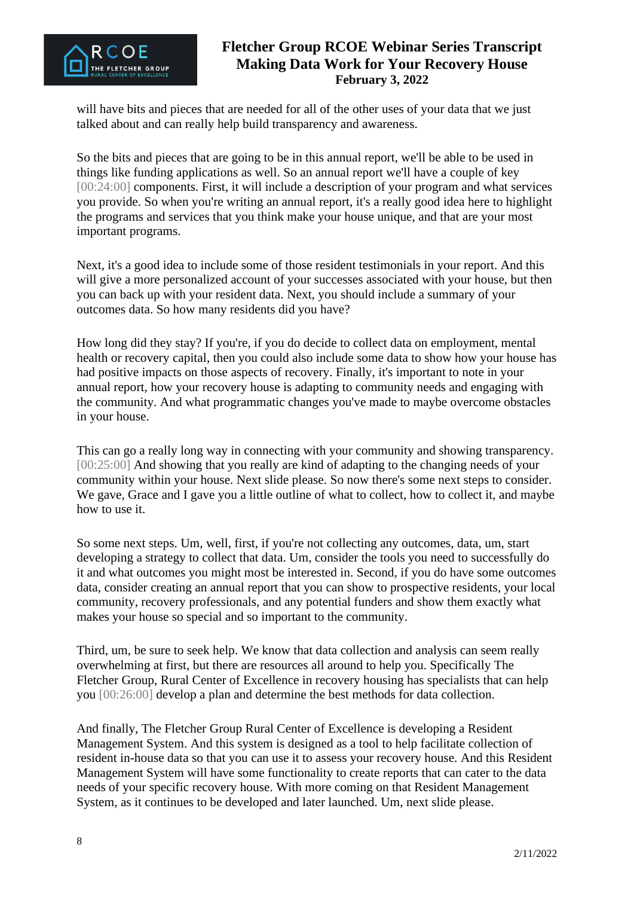will have bits and pieces that are needed for all of the other uses of your data that we just talked about and can really help build transparency and awareness.

So the bits and pieces that are going to be in this annual report, we'll be able to be used in things like funding applications as well. So an annual report we'll have a couple of key [00:24:00] components. First, it will include a description of your program and what services you provide. So when you're writing an annual report, it's a really good idea here to highlight the programs and services that you think make your house unique, and that are your most important programs.

Next, it's a good idea to include some of those resident testimonials in your report. And this will give a more personalized account of your successes associated with your house, but then you can back up with your resident data. Next, you should include a summary of your outcomes data. So how many residents did you have?

How long did they stay? If you're, if you do decide to collect data on employment, mental health or recovery capital, then you could also include some data to show how your house has had positive impacts on those aspects of recovery. Finally, it's important to note in your annual report, how your recovery house is adapting to community needs and engaging with the community. And what programmatic changes you've made to maybe overcome obstacles in your house.

This can go a really long way in connecting with your community and showing transparency. [00:25:00] And showing that you really are kind of adapting to the changing needs of your community within your house. Next slide please. So now there's some next steps to consider. We gave, Grace and I gave you a little outline of what to collect, how to collect it, and maybe how to use it.

So some next steps. Um, well, first, if you're not collecting any outcomes, data, um, start developing a strategy to collect that data. Um, consider the tools you need to successfully do it and what outcomes you might most be interested in. Second, if you do have some outcomes data, consider creating an annual report that you can show to prospective residents, your local community, recovery professionals, and any potential funders and show them exactly what makes your house so special and so important to the community.

Third, um, be sure to seek help. We know that data collection and analysis can seem really overwhelming at first, but there are resources all around to help you. Specifically The Fletcher Group, Rural Center of Excellence in recovery housing has specialists that can help you [00:26:00] develop a plan and determine the best methods for data collection.

And finally, The Fletcher Group Rural Center of Excellence is developing a Resident Management System. And this system is designed as a tool to help facilitate collection of resident in-house data so that you can use it to assess your recovery house. And this Resident Management System will have some functionality to create reports that can cater to the data needs of your specific recovery house. With more coming on that Resident Management System, as it continues to be developed and later launched. Um, next slide please.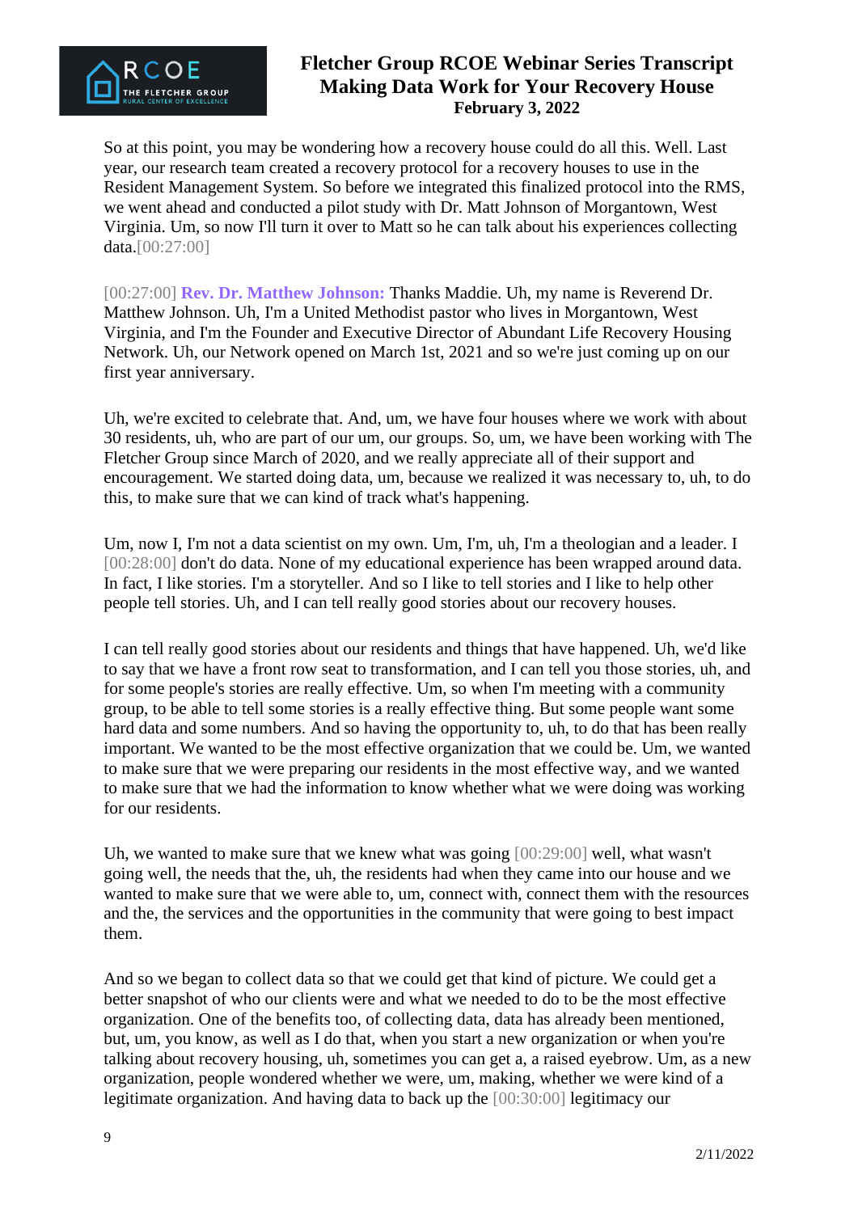So at this point, you may be wondering how a recovery house could do all this. Well. Last year, our research team created a recovery protocol for a recovery houses to use in the Resident Management System. So before we integrated this finalized protocol into the RMS, we went ahead and conducted a pilot study with Dr. Matt Johnson of Morgantown, West Virginia. Um, so now I'll turn it over to Matt so he can talk about his experiences collecting data.[00:27:00]

[00:27:00] **Rev. Dr. Matthew Johnson:** Thanks Maddie. Uh, my name is Reverend Dr. Matthew Johnson. Uh, I'm a United Methodist pastor who lives in Morgantown, West Virginia, and I'm the Founder and Executive Director of Abundant Life Recovery Housing Network. Uh, our Network opened on March 1st, 2021 and so we're just coming up on our first year anniversary.

Uh, we're excited to celebrate that. And, um, we have four houses where we work with about 30 residents, uh, who are part of our um, our groups. So, um, we have been working with The Fletcher Group since March of 2020, and we really appreciate all of their support and encouragement. We started doing data, um, because we realized it was necessary to, uh, to do this, to make sure that we can kind of track what's happening.

Um, now I, I'm not a data scientist on my own. Um, I'm, uh, I'm a theologian and a leader. I [00:28:00] don't do data. None of my educational experience has been wrapped around data. In fact, I like stories. I'm a storyteller. And so I like to tell stories and I like to help other people tell stories. Uh, and I can tell really good stories about our recovery houses.

I can tell really good stories about our residents and things that have happened. Uh, we'd like to say that we have a front row seat to transformation, and I can tell you those stories, uh, and for some people's stories are really effective. Um, so when I'm meeting with a community group, to be able to tell some stories is a really effective thing. But some people want some hard data and some numbers. And so having the opportunity to, uh, to do that has been really important. We wanted to be the most effective organization that we could be. Um, we wanted to make sure that we were preparing our residents in the most effective way, and we wanted to make sure that we had the information to know whether what we were doing was working for our residents.

Uh, we wanted to make sure that we knew what was going [00:29:00] well, what wasn't going well, the needs that the, uh, the residents had when they came into our house and we wanted to make sure that we were able to, um, connect with, connect them with the resources and the, the services and the opportunities in the community that were going to best impact them.

And so we began to collect data so that we could get that kind of picture. We could get a better snapshot of who our clients were and what we needed to do to be the most effective organization. One of the benefits too, of collecting data, data has already been mentioned, but, um, you know, as well as I do that, when you start a new organization or when you're talking about recovery housing, uh, sometimes you can get a, a raised eyebrow. Um, as a new organization, people wondered whether we were, um, making, whether we were kind of a legitimate organization. And having data to back up the [00:30:00] legitimacy our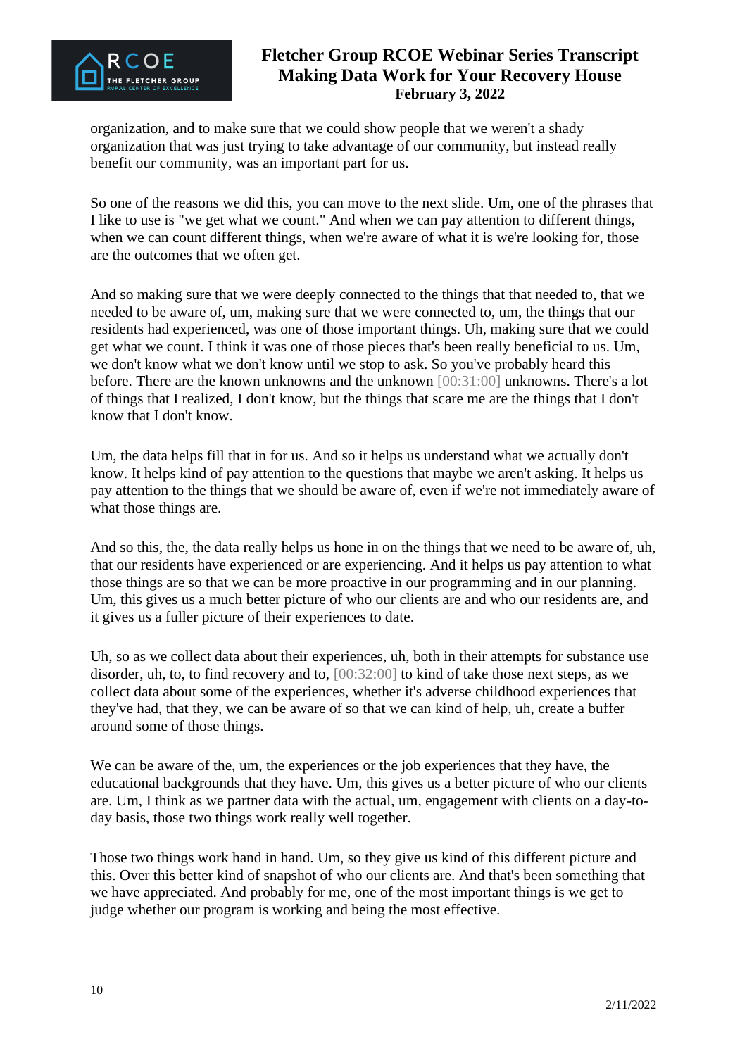organization, and to make sure that we could show people that we weren't a shady organization that was just trying to take advantage of our community, but instead really benefit our community, was an important part for us.

So one of the reasons we did this, you can move to the next slide. Um, one of the phrases that I like to use is "we get what we count." And when we can pay attention to different things, when we can count different things, when we're aware of what it is we're looking for, those are the outcomes that we often get.

And so making sure that we were deeply connected to the things that that needed to, that we needed to be aware of, um, making sure that we were connected to, um, the things that our residents had experienced, was one of those important things. Uh, making sure that we could get what we count. I think it was one of those pieces that's been really beneficial to us. Um, we don't know what we don't know until we stop to ask. So you've probably heard this before. There are the known unknowns and the unknown [00:31:00] unknowns. There's a lot of things that I realized, I don't know, but the things that scare me are the things that I don't know that I don't know.

Um, the data helps fill that in for us. And so it helps us understand what we actually don't know. It helps kind of pay attention to the questions that maybe we aren't asking. It helps us pay attention to the things that we should be aware of, even if we're not immediately aware of what those things are.

And so this, the, the data really helps us hone in on the things that we need to be aware of, uh, that our residents have experienced or are experiencing. And it helps us pay attention to what those things are so that we can be more proactive in our programming and in our planning. Um, this gives us a much better picture of who our clients are and who our residents are, and it gives us a fuller picture of their experiences to date.

Uh, so as we collect data about their experiences, uh, both in their attempts for substance use disorder, uh, to, to find recovery and to, [00:32:00] to kind of take those next steps, as we collect data about some of the experiences, whether it's adverse childhood experiences that they've had, that they, we can be aware of so that we can kind of help, uh, create a buffer around some of those things.

We can be aware of the, um, the experiences or the job experiences that they have, the educational backgrounds that they have. Um, this gives us a better picture of who our clients are. Um, I think as we partner data with the actual, um, engagement with clients on a day-to-day basis, those two things work really well together.

Those two things work hand in hand. Um, so they give us kind of this different picture and this. Over this better kind of snapshot of who our clients are. And that's been something that we have appreciated. And probably for me, one of the most important things is we get to judge whether our program is working and being the most effective.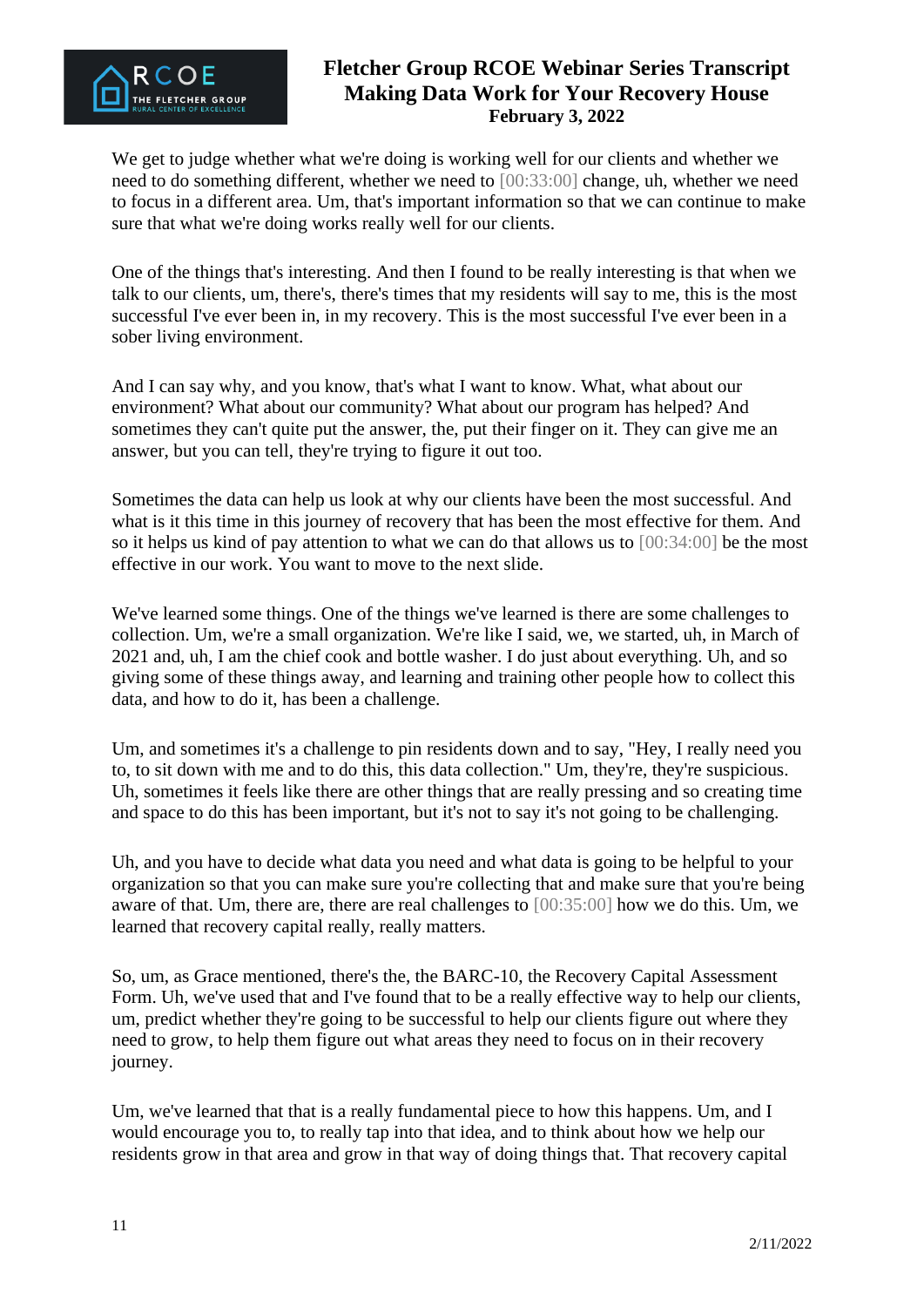We get to judge whether what we're doing is working well for our clients and whether we need to do something different, whether we need to [00:33:00] change, uh, whether we need to focus in a different area. Um, that's important information so that we can continue to make sure that what we're doing works really well for our clients.

One of the things that's interesting. And then I found to be really interesting is that when we talk to our clients, um, there's, there's times that my residents will say to me, this is the most successful I've ever been in, in my recovery. This is the most successful I've ever been in a sober living environment.

And I can say why, and you know, that's what I want to know. What, what about our environment? What about our community? What about our program has helped? And sometimes they can't quite put the answer, the, put their finger on it. They can give me an answer, but you can tell, they're trying to figure it out too.

Sometimes the data can help us look at why our clients have been the most successful. And what is it this time in this journey of recovery that has been the most effective for them. And so it helps us kind of pay attention to what we can do that allows us to [00:34:00] be the most effective in our work. You want to move to the next slide.

We've learned some things. One of the things we've learned is there are some challenges to collection. Um, we're a small organization. We're like I said, we, we started, uh, in March of 2021 and, uh, I am the chief cook and bottle washer. I do just about everything. Uh, and so giving some of these things away, and learning and training other people how to collect this data, and how to do it, has been a challenge.

Um, and sometimes it's a challenge to pin residents down and to say, "Hey, I really need you to, to sit down with me and to do this, this data collection." Um, they're, they're suspicious. Uh, sometimes it feels like there are other things that are really pressing and so creating time and space to do this has been important, but it's not to say it's not going to be challenging.

Uh, and you have to decide what data you need and what data is going to be helpful to your organization so that you can make sure you're collecting that and make sure that you're being aware of that. Um, there are, there are real challenges to [00:35:00] how we do this. Um, we learned that recovery capital really, really matters.

So, um, as Grace mentioned, there's the, the BARC-10, the Recovery Capital Assessment Form. Uh, we've used that and I've found that to be a really effective way to help our clients, um, predict whether they're going to be successful to help our clients figure out where they need to grow, to help them figure out what areas they need to focus on in their recovery journey.

Um, we've learned that that is a really fundamental piece to how this happens. Um, and I would encourage you to, to really tap into that idea, and to think about how we help our residents grow in that area and grow in that way of doing things that. That recovery capital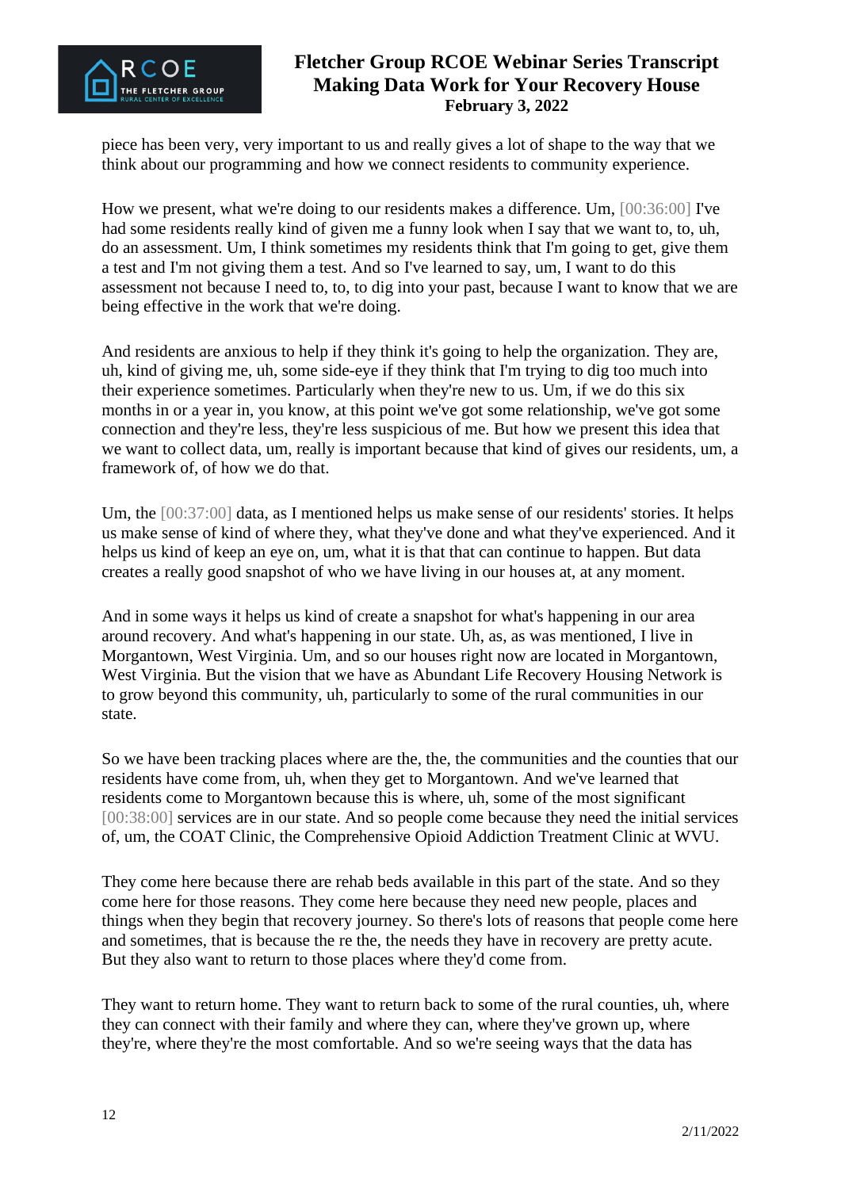piece has been very, very important to us and really gives a lot of shape to the way that we think about our programming and how we connect residents to community experience.

How we present, what we're doing to our residents makes a difference. Um, [00:36:00] I've had some residents really kind of given me a funny look when I say that we want to, to, uh, do an assessment. Um, I think sometimes my residents think that I'm going to get, give them a test and I'm not giving them a test. And so I've learned to say, um, I want to do this assessment not because I need to, to, to dig into your past, because I want to know that we are being effective in the work that we're doing.

And residents are anxious to help if they think it's going to help the organization. They are, uh, kind of giving me, uh, some side-eye if they think that I'm trying to dig too much into their experience sometimes. Particularly when they're new to us. Um, if we do this six months in or a year in, you know, at this point we've got some relationship, we've got some connection and they're less, they're less suspicious of me. But how we present this idea that we want to collect data, um, really is important because that kind of gives our residents, um, a framework of, of how we do that.

Um, the [00:37:00] data, as I mentioned helps us make sense of our residents' stories. It helps us make sense of kind of where they, what they've done and what they've experienced. And it helps us kind of keep an eye on, um, what it is that that can continue to happen. But data creates a really good snapshot of who we have living in our houses at, at any moment.

And in some ways it helps us kind of create a snapshot for what's happening in our area around recovery. And what's happening in our state. Uh, as, as was mentioned, I live in Morgantown, West Virginia. Um, and so our houses right now are located in Morgantown, West Virginia. But the vision that we have as Abundant Life Recovery Housing Network is to grow beyond this community, uh, particularly to some of the rural communities in our state.

So we have been tracking places where are the, the, the communities and the counties that our residents have come from, uh, when they get to Morgantown. And we've learned that residents come to Morgantown because this is where, uh, some of the most significant [00:38:00] services are in our state. And so people come because they need the initial services of, um, the COAT Clinic, the Comprehensive Opioid Addiction Treatment Clinic at WVU.

They come here because there are rehab beds available in this part of the state. And so they come here for those reasons. They come here because they need new people, places and things when they begin that recovery journey. So there's lots of reasons that people come here and sometimes, that is because the re the, the needs they have in recovery are pretty acute. But they also want to return to those places where they'd come from.

They want to return home. They want to return back to some of the rural counties, uh, where they can connect with their family and where they can, where they've grown up, where they're, where they're the most comfortable. And so we're seeing ways that the data has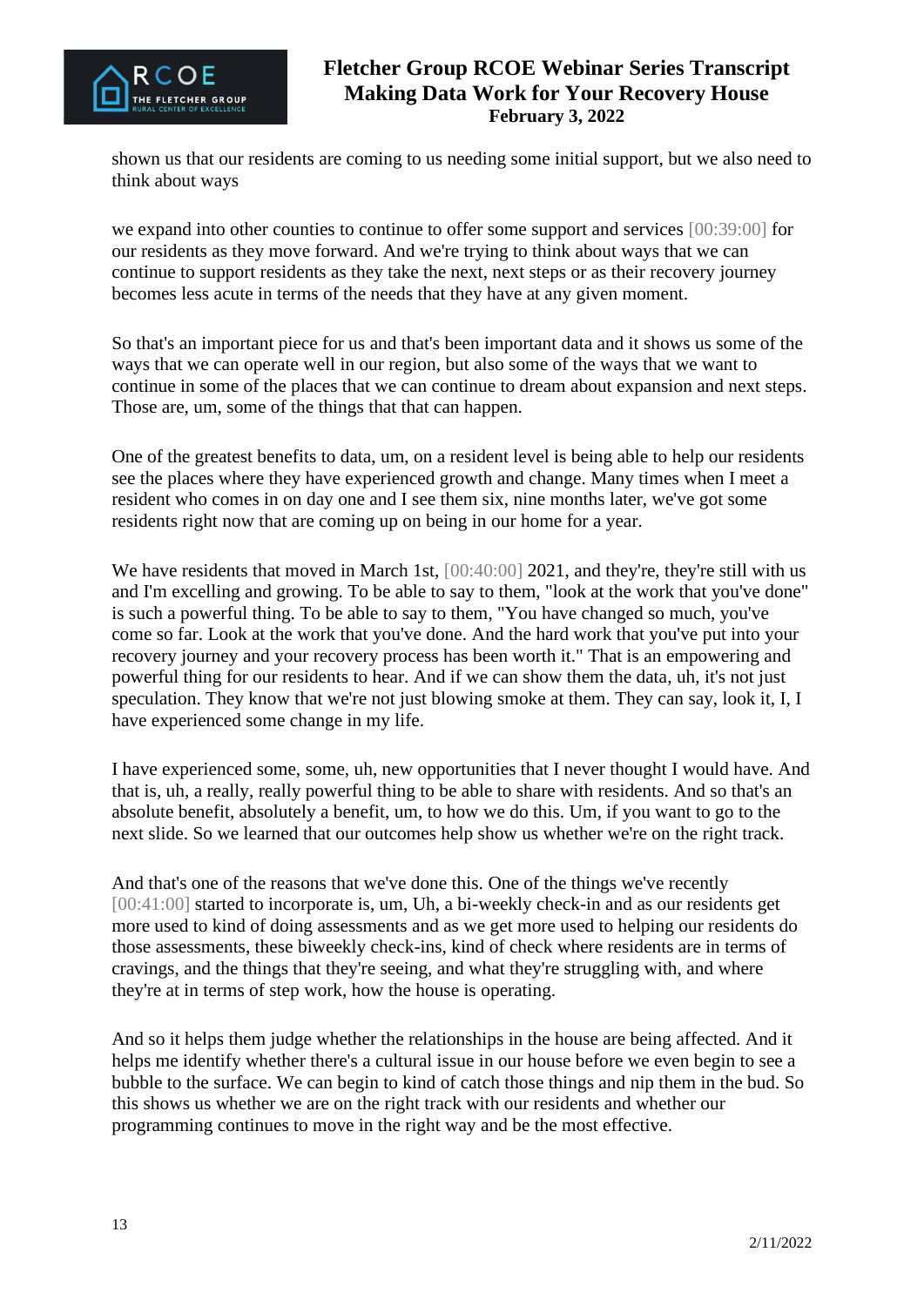shown us that our residents are coming to us needing some initial support, but we also need to think about ways

we expand into other counties to continue to offer some support and services [00:39:00] for our residents as they move forward. And we're trying to think about ways that we can continue to support residents as they take the next, next steps or as their recovery journey becomes less acute in terms of the needs that they have at any given moment.

So that's an important piece for us and that's been important data and it shows us some of the ways that we can operate well in our region, but also some of the ways that we want to continue in some of the places that we can continue to dream about expansion and next steps. Those are, um, some of the things that that can happen.

One of the greatest benefits to data, um, on a resident level is being able to help our residents see the places where they have experienced growth and change. Many times when I meet a resident who comes in on day one and I see them six, nine months later, we've got some residents right now that are coming up on being in our home for a year.

We have residents that moved in March 1st, [00:40:00] 2021, and they're, they're still with us and I'm excelling and growing. To be able to say to them, "look at the work that you've done" is such a powerful thing. To be able to say to them, "You have changed so much, you've come so far. Look at the work that you've done. And the hard work that you've put into your recovery journey and your recovery process has been worth it." That is an empowering and powerful thing for our residents to hear. And if we can show them the data, uh, it's not just speculation. They know that we're not just blowing smoke at them. They can say, look it, I, I have experienced some change in my life.

I have experienced some, some, uh, new opportunities that I never thought I would have. And that is, uh, a really, really powerful thing to be able to share with residents. And so that's an absolute benefit, absolutely a benefit, um, to how we do this. Um, if you want to go to the next slide. So we learned that our outcomes help show us whether we're on the right track.

And that's one of the reasons that we've done this. One of the things we've recently [00:41:00] started to incorporate is, um, Uh, a bi-weekly check-in and as our residents get more used to kind of doing assessments and as we get more used to helping our residents do those assessments, these biweekly check-ins, kind of check where residents are in terms of cravings, and the things that they're seeing, and what they're struggling with, and where they're at in terms of step work, how the house is operating.

And so it helps them judge whether the relationships in the house are being affected. And it helps me identify whether there's a cultural issue in our house before we even begin to see a bubble to the surface. We can begin to kind of catch those things and nip them in the bud. So this shows us whether we are on the right track with our residents and whether our programming continues to move in the right way and be the most effective.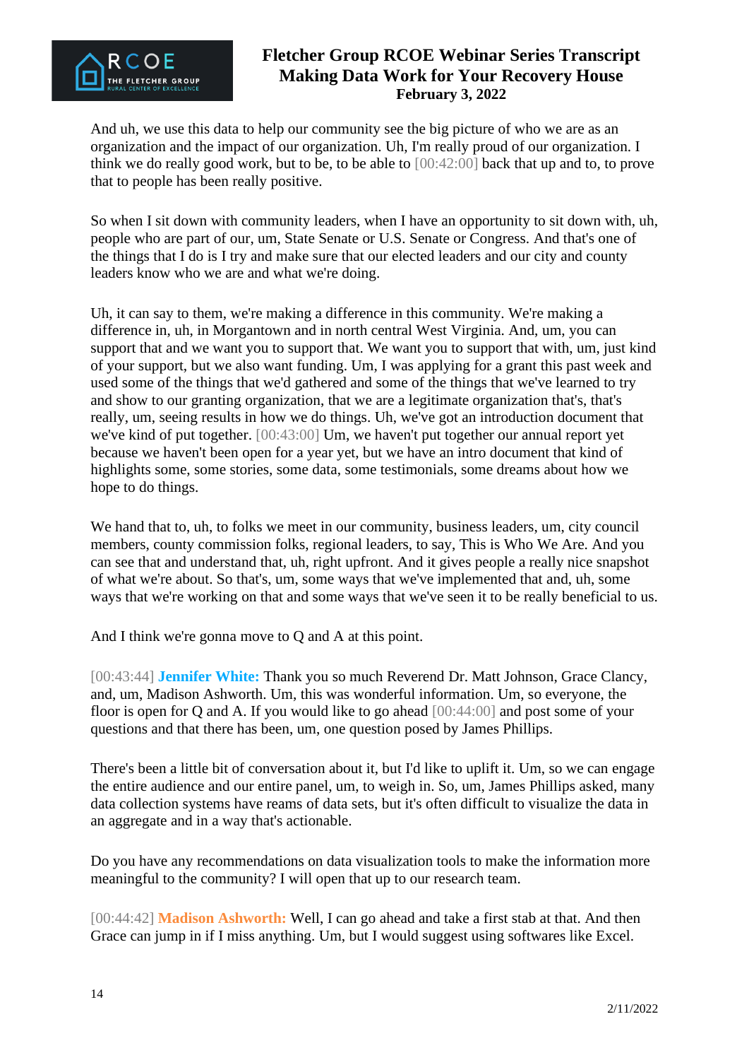And uh, we use this data to help our community see the big picture of who we are as an organization and the impact of our organization. Uh, I'm really proud of our organization. I think we do really good work, but to be, to be able to [00:42:00] back that up and to, to prove that to people has been really positive.

So when I sit down with community leaders, when I have an opportunity to sit down with, uh, people who are part of our, um, State Senate or U.S. Senate or Congress. And that's one of the things that I do is I try and make sure that our elected leaders and our city and county leaders know who we are and what we're doing.

Uh, it can say to them, we're making a difference in this community. We're making a difference in, uh, in Morgantown and in north central West Virginia. And, um, you can support that and we want you to support that. We want you to support that with, um, just kind of your support, but we also want funding. Um, I was applying for a grant this past week and used some of the things that we'd gathered and some of the things that we've learned to try and show to our granting organization, that we are a legitimate organization that's, that's really, um, seeing results in how we do things. Uh, we've got an introduction document that we've kind of put together. [00:43:00] Um, we haven't put together our annual report yet because we haven't been open for a year yet, but we have an intro document that kind of highlights some, some stories, some data, some testimonials, some dreams about how we hope to do things.

We hand that to, uh, to folks we meet in our community, business leaders, um, city council members, county commission folks, regional leaders, to say, This is Who We Are. And you can see that and understand that, uh, right upfront. And it gives people a really nice snapshot of what we're about. So that's, um, some ways that we've implemented that and, uh, some ways that we're working on that and some ways that we've seen it to be really beneficial to us.

And I think we're gonna move to Q and A at this point.

[00:43:44] **Jennifer White:** Thank you so much Reverend Dr. Matt Johnson, Grace Clancy, and, um, Madison Ashworth. Um, this was wonderful information. Um, so everyone, the floor is open for Q and A. If you would like to go ahead [00:44:00] and post some of your questions and that there has been, um, one question posed by James Phillips.

There's been a little bit of conversation about it, but I'd like to uplift it. Um, so we can engage the entire audience and our entire panel, um, to weigh in. So, um, James Phillips asked, many data collection systems have reams of data sets, but it's often difficult to visualize the data in an aggregate and in a way that's actionable.

Do you have any recommendations on data visualization tools to make the information more meaningful to the community? I will open that up to our research team.

[00:44:42] **Madison Ashworth:** Well, I can go ahead and take a first stab at that. And then Grace can jump in if I miss anything. Um, but I would suggest using softwares like Excel.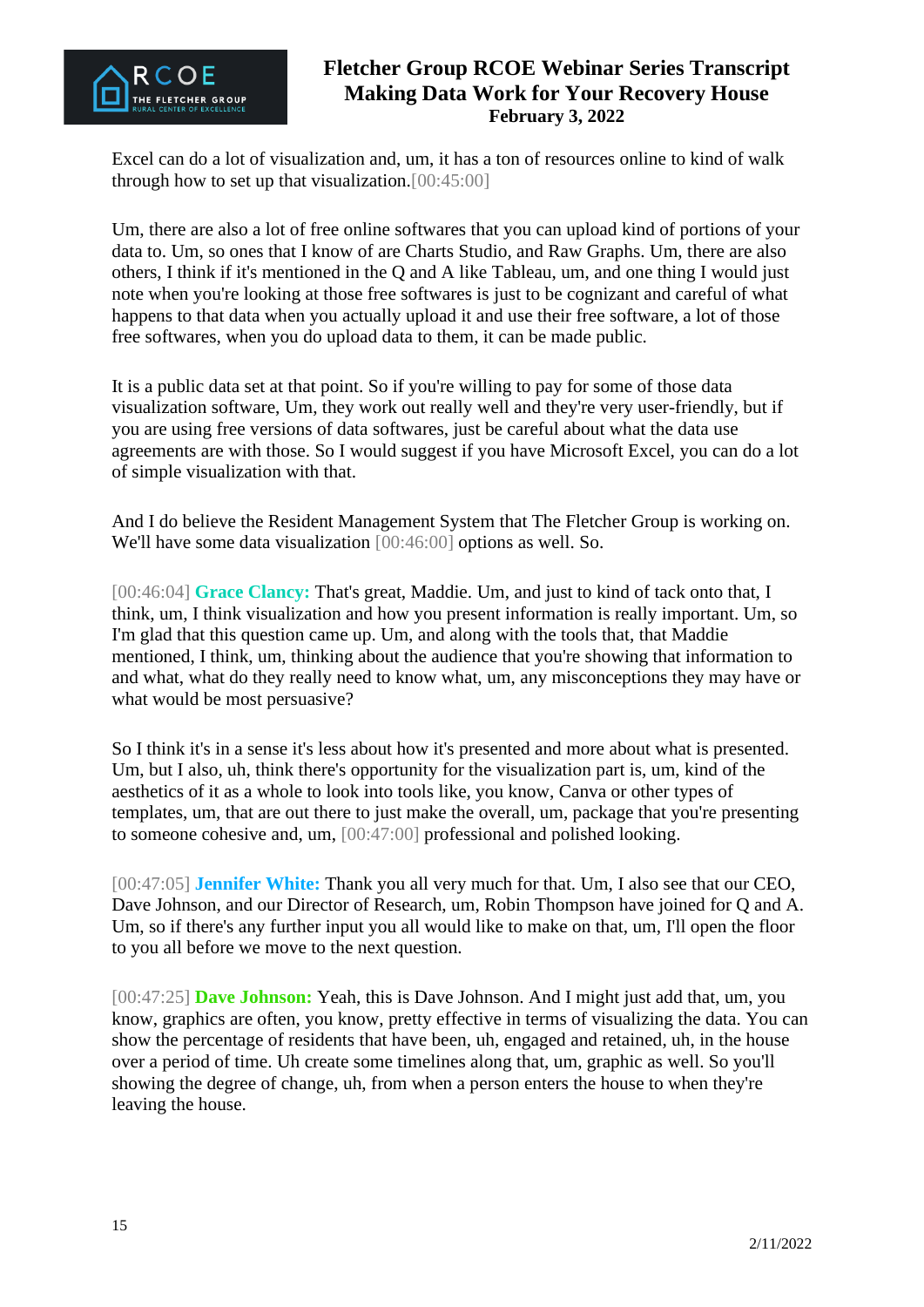Excel can do a lot of visualization and, um, it has a ton of resources online to kind of walk through how to set up that visualization.[00:45:00]

Um, there are also a lot of free online softwares that you can upload kind of portions of your data to. Um, so ones that I know of are Charts Studio, and Raw Graphs. Um, there are also others, I think if it's mentioned in the Q and A like Tableau, um, and one thing I would just note when you're looking at those free softwares is just to be cognizant and careful of what happens to that data when you actually upload it and use their free software, a lot of those free softwares, when you do upload data to them, it can be made public.

It is a public data set at that point. So if you're willing to pay for some of those data visualization software, Um, they work out really well and they're very user-friendly, but if you are using free versions of data softwares, just be careful about what the data use agreements are with those. So I would suggest if you have Microsoft Excel, you can do a lot of simple visualization with that.

And I do believe the Resident Management System that The Fletcher Group is working on. We'll have some data visualization [00:46:00] options as well. So.

[00:46:04] **Grace Clancy:** That's great, Maddie. Um, and just to kind of tack onto that, I think, um, I think visualization and how you present information is really important. Um, so I'm glad that this question came up. Um, and along with the tools that, that Maddie mentioned, I think, um, thinking about the audience that you're showing that information to and what, what do they really need to know what, um, any misconceptions they may have or what would be most persuasive?

So I think it's in a sense it's less about how it's presented and more about what is presented. Um, but I also, uh, think there's opportunity for the visualization part is, um, kind of the aesthetics of it as a whole to look into tools like, you know, Canva or other types of templates, um, that are out there to just make the overall, um, package that you're presenting to someone cohesive and, um, [00:47:00] professional and polished looking.

[00:47:05] **Jennifer White:** Thank you all very much for that. Um, I also see that our CEO, Dave Johnson, and our Director of Research, um, Robin Thompson have joined for Q and A. Um, so if there's any further input you all would like to make on that, um, I'll open the floor to you all before we move to the next question.

[00:47:25] **Dave Johnson:** Yeah, this is Dave Johnson. And I might just add that, um, you know, graphics are often, you know, pretty effective in terms of visualizing the data. You can show the percentage of residents that have been, uh, engaged and retained, uh, in the house over a period of time. Uh create some timelines along that, um, graphic as well. So you'll showing the degree of change, uh, from when a person enters the house to when they're leaving the house.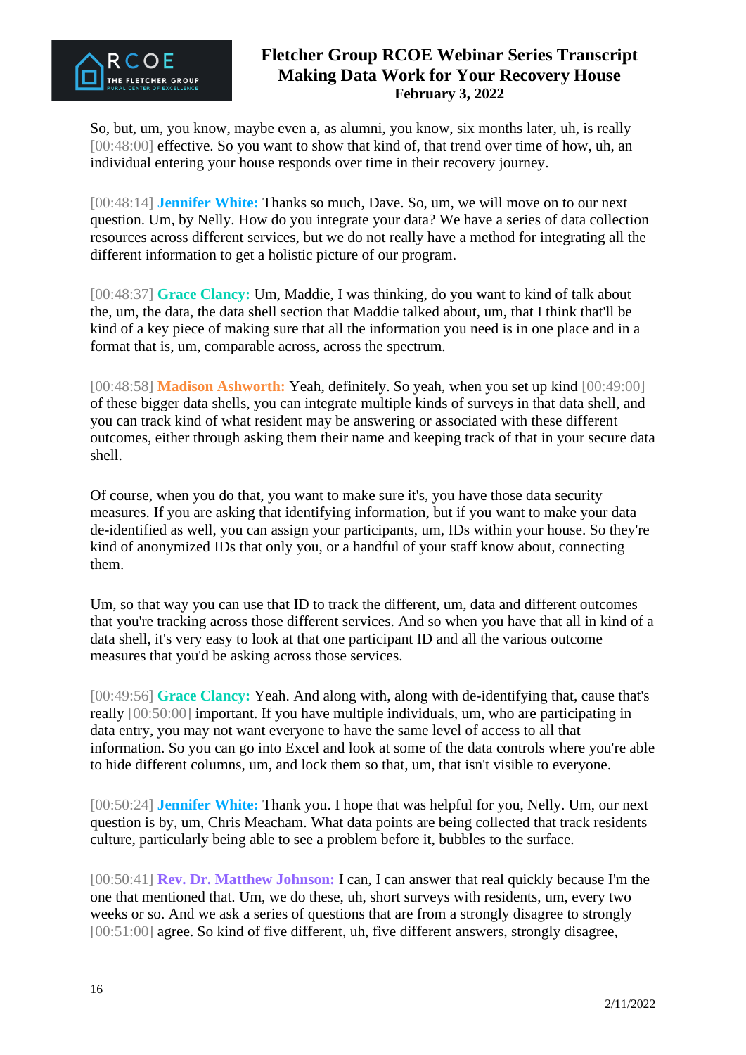So, but, um, you know, maybe even a, as alumni, you know, six months later, uh, is really [00:48:00] effective. So you want to show that kind of, that trend over time of how, uh, an individual entering your house responds over time in their recovery journey.

[00:48:14] **Jennifer White:** Thanks so much, Dave. So, um, we will move on to our next question. Um, by Nelly. How do you integrate your data? We have a series of data collection resources across different services, but we do not really have a method for integrating all the different information to get a holistic picture of our program.

[00:48:37] **Grace Clancy:** Um, Maddie, I was thinking, do you want to kind of talk about the, um, the data, the data shell section that Maddie talked about, um, that I think that'll be kind of a key piece of making sure that all the information you need is in one place and in a format that is, um, comparable across, across the spectrum.

[00:48:58] **Madison Ashworth:** Yeah, definitely. So yeah, when you set up kind [00:49:00] of these bigger data shells, you can integrate multiple kinds of surveys in that data shell, and you can track kind of what resident may be answering or associated with these different outcomes, either through asking them their name and keeping track of that in your secure data shell.

Of course, when you do that, you want to make sure it's, you have those data security measures. If you are asking that identifying information, but if you want to make your data de-identified as well, you can assign your participants, um, IDs within your house. So they're kind of anonymized IDs that only you, or a handful of your staff know about, connecting them.

Um, so that way you can use that ID to track the different, um, data and different outcomes that you're tracking across those different services. And so when you have that all in kind of a data shell, it's very easy to look at that one participant ID and all the various outcome measures that you'd be asking across those services.

[00:49:56] **Grace Clancy:** Yeah. And along with, along with de-identifying that, cause that's really [00:50:00] important. If you have multiple individuals, um, who are participating in data entry, you may not want everyone to have the same level of access to all that information. So you can go into Excel and look at some of the data controls where you're able to hide different columns, um, and lock them so that, um, that isn't visible to everyone.

[00:50:24] **Jennifer White:** Thank you. I hope that was helpful for you, Nelly. Um, our next question is by, um, Chris Meacham. What data points are being collected that track residents culture, particularly being able to see a problem before it, bubbles to the surface.

[00:50:41] **Rev. Dr. Matthew Johnson:** I can, I can answer that real quickly because I'm the one that mentioned that. Um, we do these, uh, short surveys with residents, um, every two weeks or so. And we ask a series of questions that are from a strongly disagree to strongly [00:51:00] agree. So kind of five different, uh, five different answers, strongly disagree,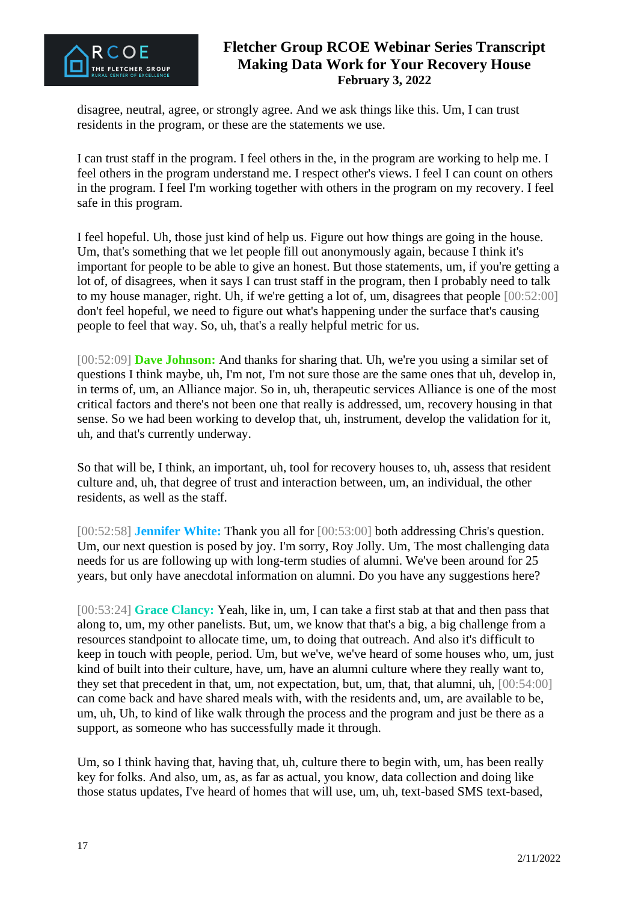disagree, neutral, agree, or strongly agree. And we ask things like this. Um, I can trust residents in the program, or these are the statements we use.

I can trust staff in the program. I feel others in the, in the program are working to help me. I feel others in the program understand me. I respect other's views. I feel I can count on others in the program. I feel I'm working together with others in the program on my recovery. I feel safe in this program.

I feel hopeful. Uh, those just kind of help us. Figure out how things are going in the house. Um, that's something that we let people fill out anonymously again, because I think it's important for people to be able to give an honest. But those statements, um, if you're getting a lot of, of disagrees, when it says I can trust staff in the program, then I probably need to talk to my house manager, right. Uh, if we're getting a lot of, um, disagrees that people [00:52:00] don't feel hopeful, we need to figure out what's happening under the surface that's causing people to feel that way. So, uh, that's a really helpful metric for us.

[00:52:09] **Dave Johnson:** And thanks for sharing that. Uh, we're you using a similar set of questions I think maybe, uh, I'm not, I'm not sure those are the same ones that uh, develop in, in terms of, um, an Alliance major. So in, uh, therapeutic services Alliance is one of the most critical factors and there's not been one that really is addressed, um, recovery housing in that sense. So we had been working to develop that, uh, instrument, develop the validation for it, uh, and that's currently underway.

So that will be, I think, an important, uh, tool for recovery houses to, uh, assess that resident culture and, uh, that degree of trust and interaction between, um, an individual, the other residents, as well as the staff.

[00:52:58] **Jennifer White:** Thank you all for [00:53:00] both addressing Chris's question. Um, our next question is posed by joy. I'm sorry, Roy Jolly. Um, The most challenging data needs for us are following up with long-term studies of alumni. We've been around for 25 years, but only have anecdotal information on alumni. Do you have any suggestions here?

[00:53:24] **Grace Clancy:** Yeah, like in, um, I can take a first stab at that and then pass that along to, um, my other panelists. But, um, we know that that's a big, a big challenge from a resources standpoint to allocate time, um, to doing that outreach. And also it's difficult to keep in touch with people, period. Um, but we've, we've heard of some houses who, um, just kind of built into their culture, have, um, have an alumni culture where they really want to, they set that precedent in that, um, not expectation, but, um, that, that alumni, uh, [00:54:00] can come back and have shared meals with, with the residents and, um, are available to be, um, uh, Uh, to kind of like walk through the process and the program and just be there as a support, as someone who has successfully made it through.

Um, so I think having that, having that, uh, culture there to begin with, um, has been really key for folks. And also, um, as, as far as actual, you know, data collection and doing like those status updates, I've heard of homes that will use, um, uh, text-based SMS text-based,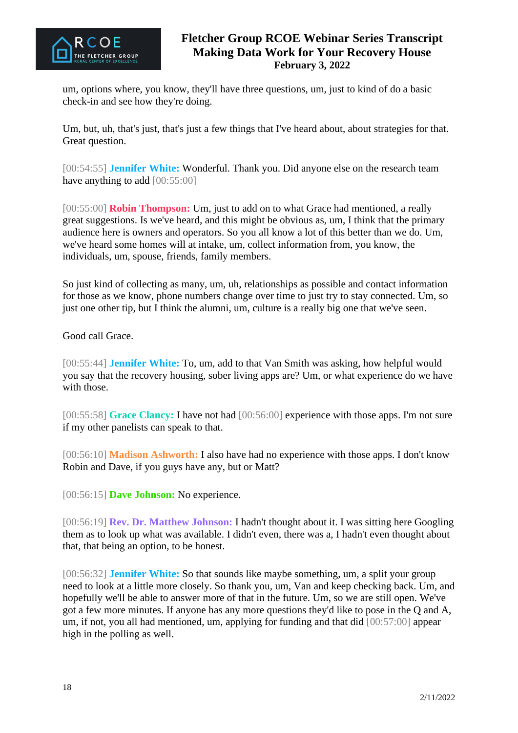um, options where, you know, they'll have three questions, um, just to kind of do a basic check-in and see how they're doing.

Um, but, uh, that's just, that's just a few things that I've heard about, about strategies for that. Great question.

[00:54:55] **Jennifer White:** Wonderful. Thank you. Did anyone else on the research team have anything to add [00:55:00]

[00:55:00] **Robin Thompson:** Um, just to add on to what Grace had mentioned, a really great suggestions. Is we've heard, and this might be obvious as, um, I think that the primary audience here is owners and operators. So you all know a lot of this better than we do. Um, we've heard some homes will at intake, um, collect information from, you know, the individuals, um, spouse, friends, family members.

So just kind of collecting as many, um, uh, relationships as possible and contact information for those as we know, phone numbers change over time to just try to stay connected. Um, so just one other tip, but I think the alumni, um, culture is a really big one that we've seen.

Good call Grace.

[00:55:44] **Jennifer White:** To, um, add to that Van Smith was asking, how helpful would you say that the recovery housing, sober living apps are? Um, or what experience do we have with those.

[00:55:58] **Grace Clancy:** I have not had [00:56:00] experience with those apps. I'm not sure if my other panelists can speak to that.

[00:56:10] **Madison Ashworth:** I also have had no experience with those apps. I don't know Robin and Dave, if you guys have any, but or Matt?

[00:56:15] **Dave Johnson:** No experience.

[00:56:19] **Rev. Dr. Matthew Johnson:** I hadn't thought about it. I was sitting here Googling them as to look up what was available. I didn't even, there was a, I hadn't even thought about that, that being an option, to be honest.

[00:56:32] **Jennifer White:** So that sounds like maybe something, um, a split your group need to look at a little more closely. So thank you, um, Van and keep checking back. Um, and hopefully we'll be able to answer more of that in the future. Um, so we are still open. We've got a few more minutes. If anyone has any more questions they'd like to pose in the Q and A, um, if not, you all had mentioned, um, applying for funding and that did [00:57:00] appear high in the polling as well.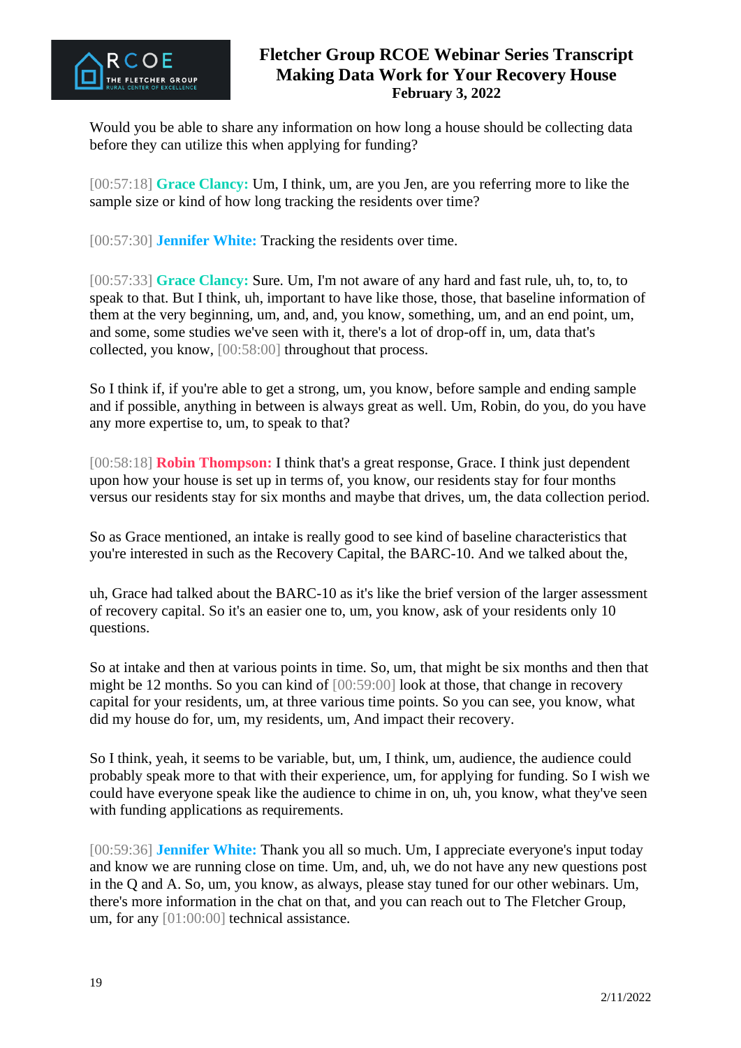Would you be able to share any information on how long a house should be collecting data before they can utilize this when applying for funding?

[00:57:18] **Grace Clancy:** Um, I think, um, are you Jen, are you referring more to like the sample size or kind of how long tracking the residents over time?

[00:57:30] **Jennifer White:** Tracking the residents over time.

[00:57:33] **Grace Clancy:** Sure. Um, I'm not aware of any hard and fast rule, uh, to, to, to speak to that. But I think, uh, important to have like those, those, that baseline information of them at the very beginning, um, and, and, you know, something, um, and an end point, um, and some, some studies we've seen with it, there's a lot of drop-off in, um, data that's collected, you know, [00:58:00] throughout that process.

So I think if, if you're able to get a strong, um, you know, before sample and ending sample and if possible, anything in between is always great as well. Um, Robin, do you, do you have any more expertise to, um, to speak to that?

[00:58:18] **Robin Thompson:** I think that's a great response, Grace. I think just dependent upon how your house is set up in terms of, you know, our residents stay for four months versus our residents stay for six months and maybe that drives, um, the data collection period.

So as Grace mentioned, an intake is really good to see kind of baseline characteristics that you're interested in such as the Recovery Capital, the BARC-10. And we talked about the,

uh, Grace had talked about the BARC-10 as it's like the brief version of the larger assessment of recovery capital. So it's an easier one to, um, you know, ask of your residents only 10 questions.

So at intake and then at various points in time. So, um, that might be six months and then that might be 12 months. So you can kind of [00:59:00] look at those, that change in recovery capital for your residents, um, at three various time points. So you can see, you know, what did my house do for, um, my residents, um, And impact their recovery.

So I think, yeah, it seems to be variable, but, um, I think, um, audience, the audience could probably speak more to that with their experience, um, for applying for funding. So I wish we could have everyone speak like the audience to chime in on, uh, you know, what they've seen with funding applications as requirements.

[00:59:36] **Jennifer White:** Thank you all so much. Um, I appreciate everyone's input today and know we are running close on time. Um, and, uh, we do not have any new questions post in the Q and A. So, um, you know, as always, please stay tuned for our other webinars. Um, there's more information in the chat on that, and you can reach out to The Fletcher Group, um, for any [01:00:00] technical assistance.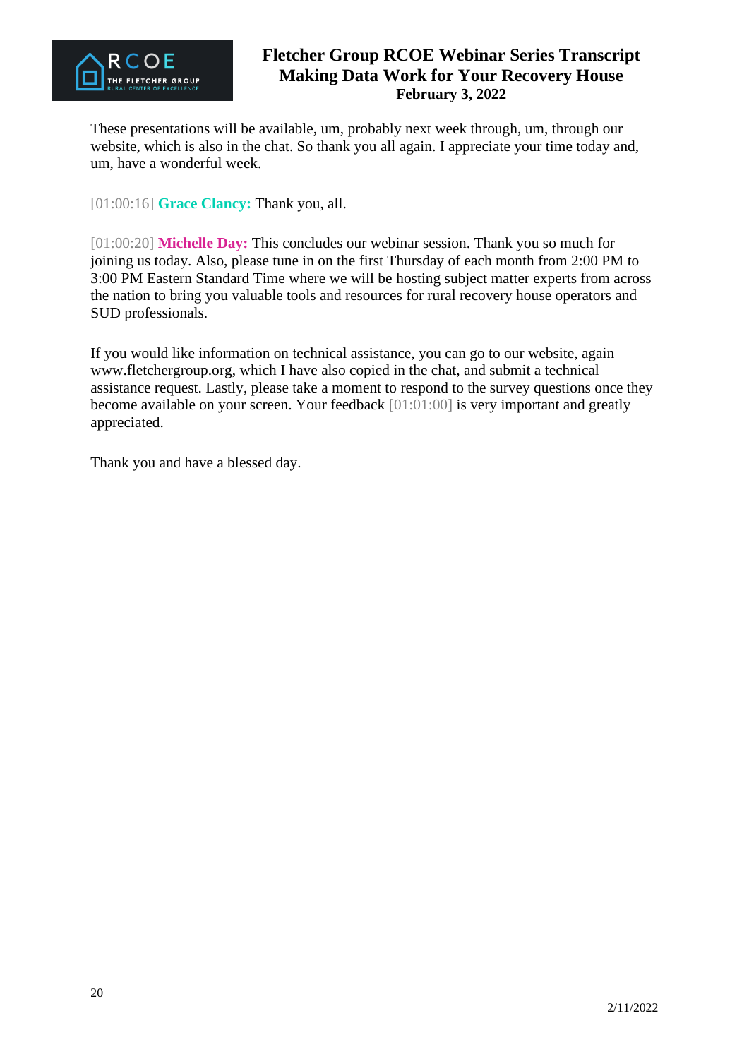These presentations will be available, um, probably next week through, um, through our website, which is also in the chat. So thank you all again. I appreciate your time today and, um, have a wonderful week.

[01:00:16] **Grace Clancy:** Thank you, all.

[01:00:20] **Michelle Day:** This concludes our webinar session. Thank you so much for joining us today. Also, please tune in on the first Thursday of each month from 2:00 PM to 3:00 PM Eastern Standard Time where we will be hosting subject matter experts from across the nation to bring you valuable tools and resources for rural recovery house operators and SUD professionals.

If you would like information on technical assistance, you can go to our website, again www.fletchergroup.org, which I have also copied in the chat, and submit a technical assistance request. Lastly, please take a moment to respond to the survey questions once they become available on your screen. Your feedback [01:01:00] is very important and greatly appreciated.

Thank you and have a blessed day.